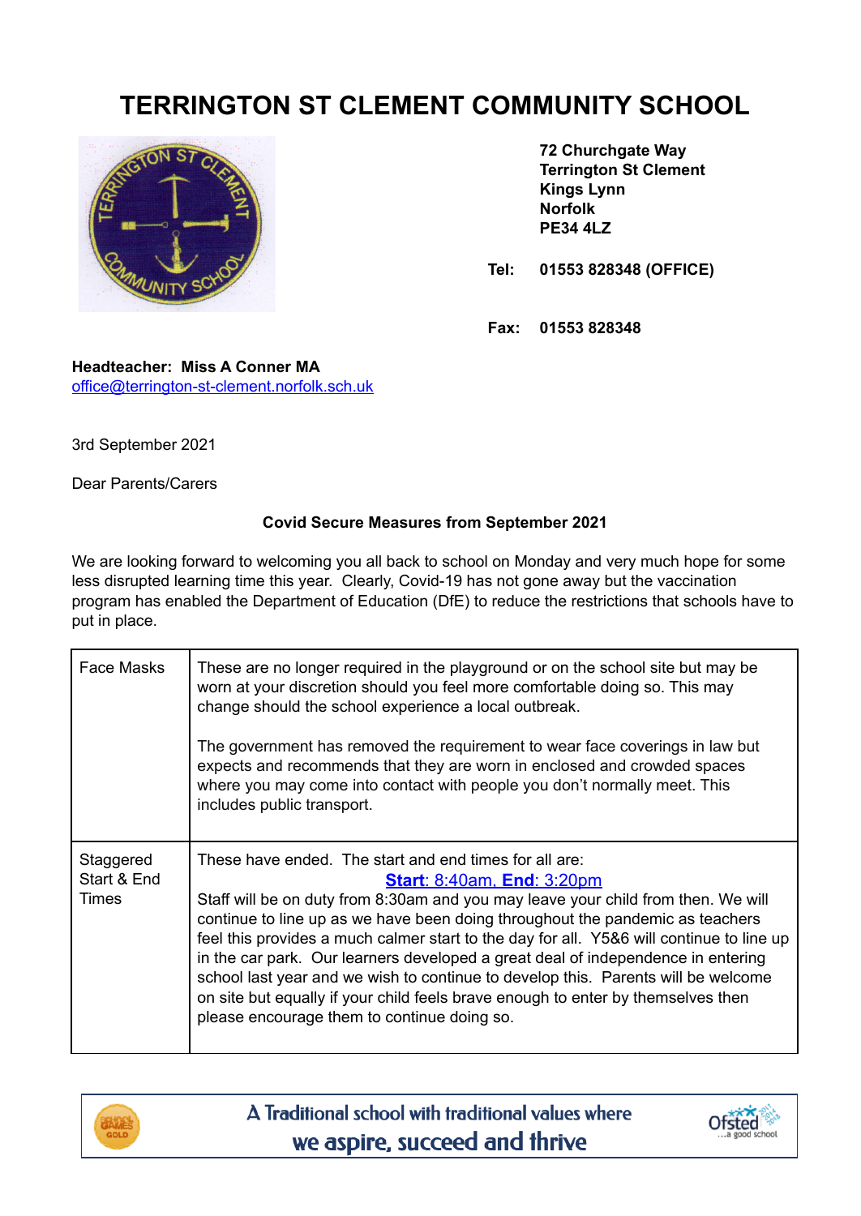# TERRINGTON ST CLEMENT COMMUNITY SCHOOL

**72 Churchgate Way**
**Terrington St Clement**
**Kings Lynn**
**Norfolk**
**PE34 4LZ**

**Tel: 01553 828348 (OFFICE)**

**Fax: 01553 828348**

**Headteacher: Miss A Conner MA**
office@terrington-st-clement.norfolk.sch.uk

3rd September 2021

Dear Parents/Carers

**Covid Secure Measures from September 2021**

We are looking forward to welcoming you all back to school on Monday and very much hope for some less disrupted learning time this year. Clearly, Covid-19 has not gone away but the vaccination program has enabled the Department of Education (DfE) to reduce the restrictions that schools have to put in place.

| | |
|---|---|
| Face Masks | These are no longer required in the playground or on the school site but may be worn at your discretion should you feel more comfortable doing so. This may change should the school experience a local outbreak.<br><br>The government has removed the requirement to wear face coverings in law but expects and recommends that they are worn in enclosed and crowded spaces where you may come into contact with people you don't normally meet. This includes public transport. |
| Staggered Start & End Times | These have ended. The start and end times for all are:<br>**Start**: 8:40am, **End**: 3:20pm<br>Staff will be on duty from 8:30am and you may leave your child from then. We will continue to line up as we have been doing throughout the pandemic as teachers feel this provides a much calmer start to the day for all. Y5&6 will continue to line up in the car park. Our learners developed a great deal of independence in entering school last year and we wish to continue to develop this. Parents will be welcome on site but equally if your child feels brave enough to enter by themselves then please encourage them to continue doing so. |

A Traditional school with traditional values where we aspire, succeed and thrive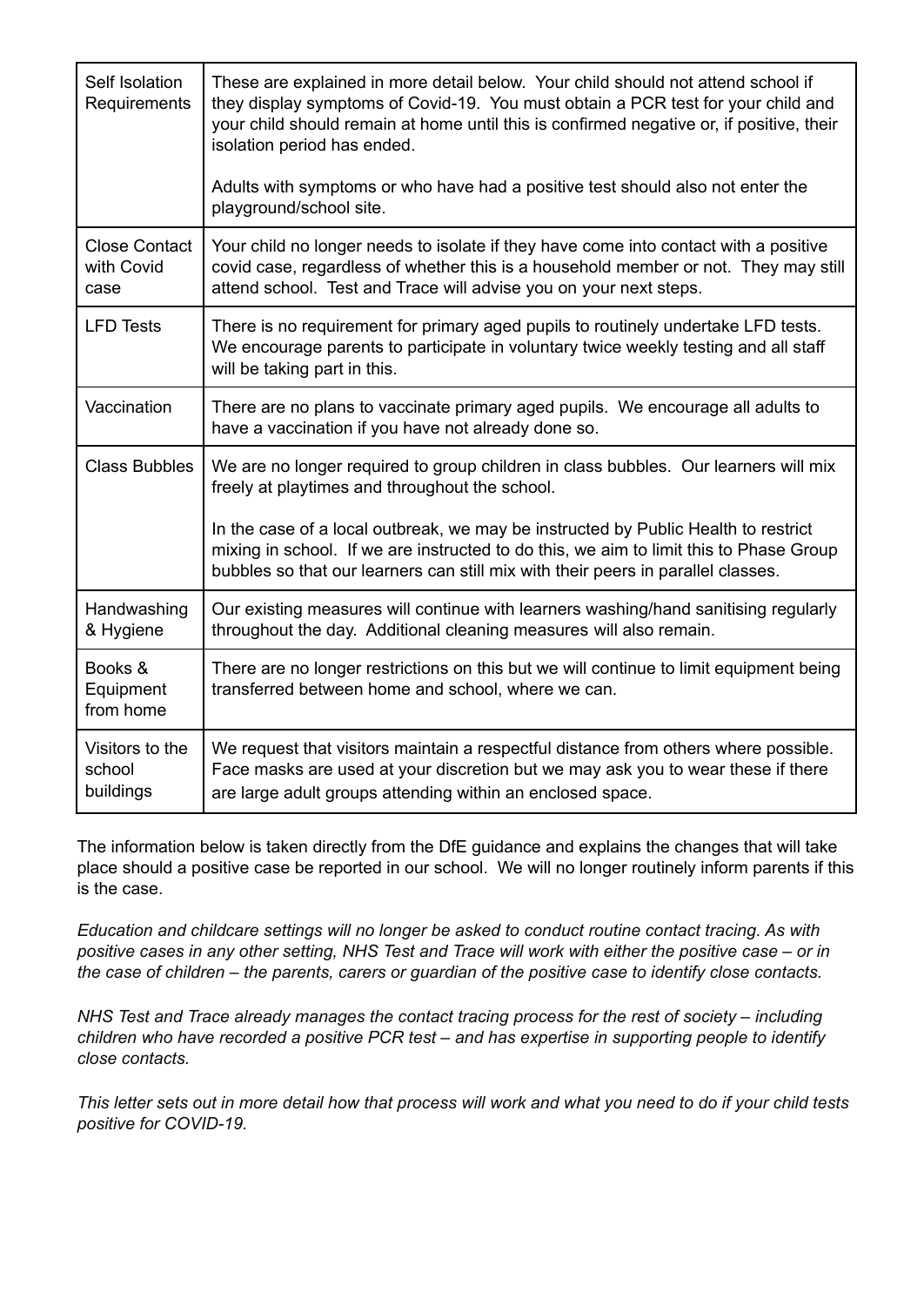| | |
|---|---|
| Self Isolation Requirements | These are explained in more detail below. Your child should not attend school if they display symptoms of Covid-19. You must obtain a PCR test for your child and your child should remain at home until this is confirmed negative or, if positive, their isolation period has ended.<br><br>Adults with symptoms or who have had a positive test should also not enter the playground/school site. |
| Close Contact with Covid case | Your child no longer needs to isolate if they have come into contact with a positive covid case, regardless of whether this is a household member or not. They may still attend school. Test and Trace will advise you on your next steps. |
| LFD Tests | There is no requirement for primary aged pupils to routinely undertake LFD tests. We encourage parents to participate in voluntary twice weekly testing and all staff will be taking part in this. |
| Vaccination | There are no plans to vaccinate primary aged pupils. We encourage all adults to have a vaccination if you have not already done so. |
| Class Bubbles | We are no longer required to group children in class bubbles. Our learners will mix freely at playtimes and throughout the school.<br><br>In the case of a local outbreak, we may be instructed by Public Health to restrict mixing in school. If we are instructed to do this, we aim to limit this to Phase Group bubbles so that our learners can still mix with their peers in parallel classes. |
| Handwashing & Hygiene | Our existing measures will continue with learners washing/hand sanitising regularly throughout the day. Additional cleaning measures will also remain. |
| Books & Equipment from home | There are no longer restrictions on this but we will continue to limit equipment being transferred between home and school, where we can. |
| Visitors to the school buildings | We request that visitors maintain a respectful distance from others where possible. Face masks are used at your discretion but we may ask you to wear these if there are large adult groups attending within an enclosed space. |

The information below is taken directly from the DfE guidance and explains the changes that will take place should a positive case be reported in our school. We will no longer routinely inform parents if this is the case.

*Education and childcare settings will no longer be asked to conduct routine contact tracing. As with positive cases in any other setting, NHS Test and Trace will work with either the positive case – or in the case of children – the parents, carers or guardian of the positive case to identify close contacts.*

*NHS Test and Trace already manages the contact tracing process for the rest of society – including children who have recorded a positive PCR test – and has expertise in supporting people to identify close contacts.*

*This letter sets out in more detail how that process will work and what you need to do if your child tests positive for COVID-19.*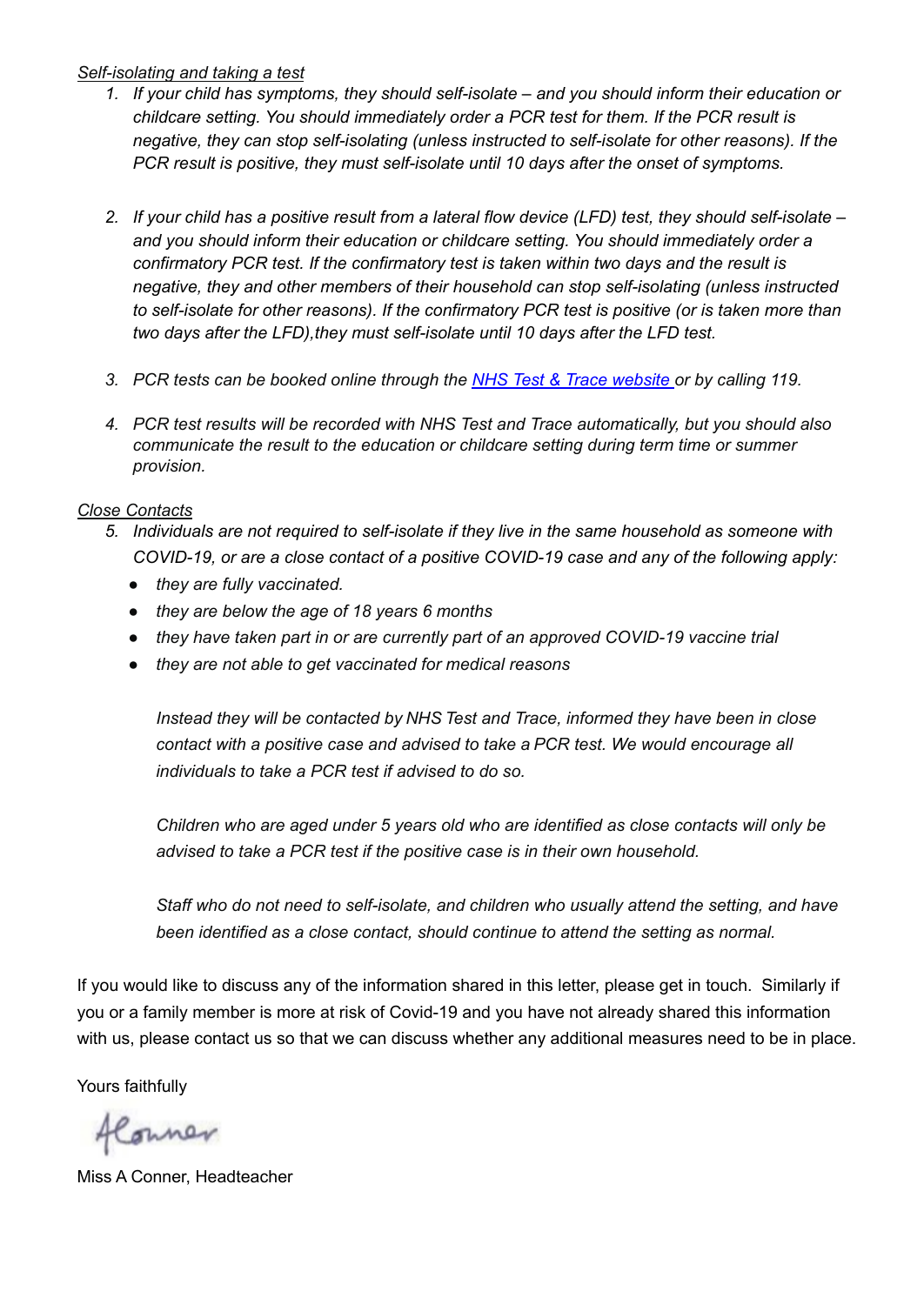*Self-isolating and taking a test*

1. *If your child has symptoms, they should self-isolate – and you should inform their education or childcare setting. You should immediately order a PCR test for them. If the PCR result is negative, they can stop self-isolating (unless instructed to self-isolate for other reasons). If the PCR result is positive, they must self-isolate until 10 days after the onset of symptoms.*

2. *If your child has a positive result from a lateral flow device (LFD) test, they should self-isolate – and you should inform their education or childcare setting. You should immediately order a confirmatory PCR test. If the confirmatory test is taken within two days and the result is negative, they and other members of their household can stop self-isolating (unless instructed to self-isolate for other reasons). If the confirmatory PCR test is positive (or is taken more than two days after the LFD),they must self-isolate until 10 days after the LFD test.*

3. *PCR tests can be booked online through the [NHS Test & Trace website](#) or by calling 119.*

4. *PCR test results will be recorded with NHS Test and Trace automatically, but you should also communicate the result to the education or childcare setting during term time or summer provision.*

*Close Contacts*

5. *Individuals are not required to self-isolate if they live in the same household as someone with COVID-19, or are a close contact of a positive COVID-19 case and any of the following apply:*
   - *they are fully vaccinated.*
   - *they are below the age of 18 years 6 months*
   - *they have taken part in or are currently part of an approved COVID-19 vaccine trial*
   - *they are not able to get vaccinated for medical reasons*

   *Instead they will be contacted by NHS Test and Trace, informed they have been in close contact with a positive case and advised to take a PCR test. We would encourage all individuals to take a PCR test if advised to do so.*

   *Children who are aged under 5 years old who are identified as close contacts will only be advised to take a PCR test if the positive case is in their own household.*

   *Staff who do not need to self-isolate, and children who usually attend the setting, and have been identified as a close contact, should continue to attend the setting as normal.*

If you would like to discuss any of the information shared in this letter, please get in touch. Similarly if you or a family member is more at risk of Covid-19 and you have not already shared this information with us, please contact us so that we can discuss whether any additional measures need to be in place.

Yours faithfully

AConner

Miss A Conner, Headteacher